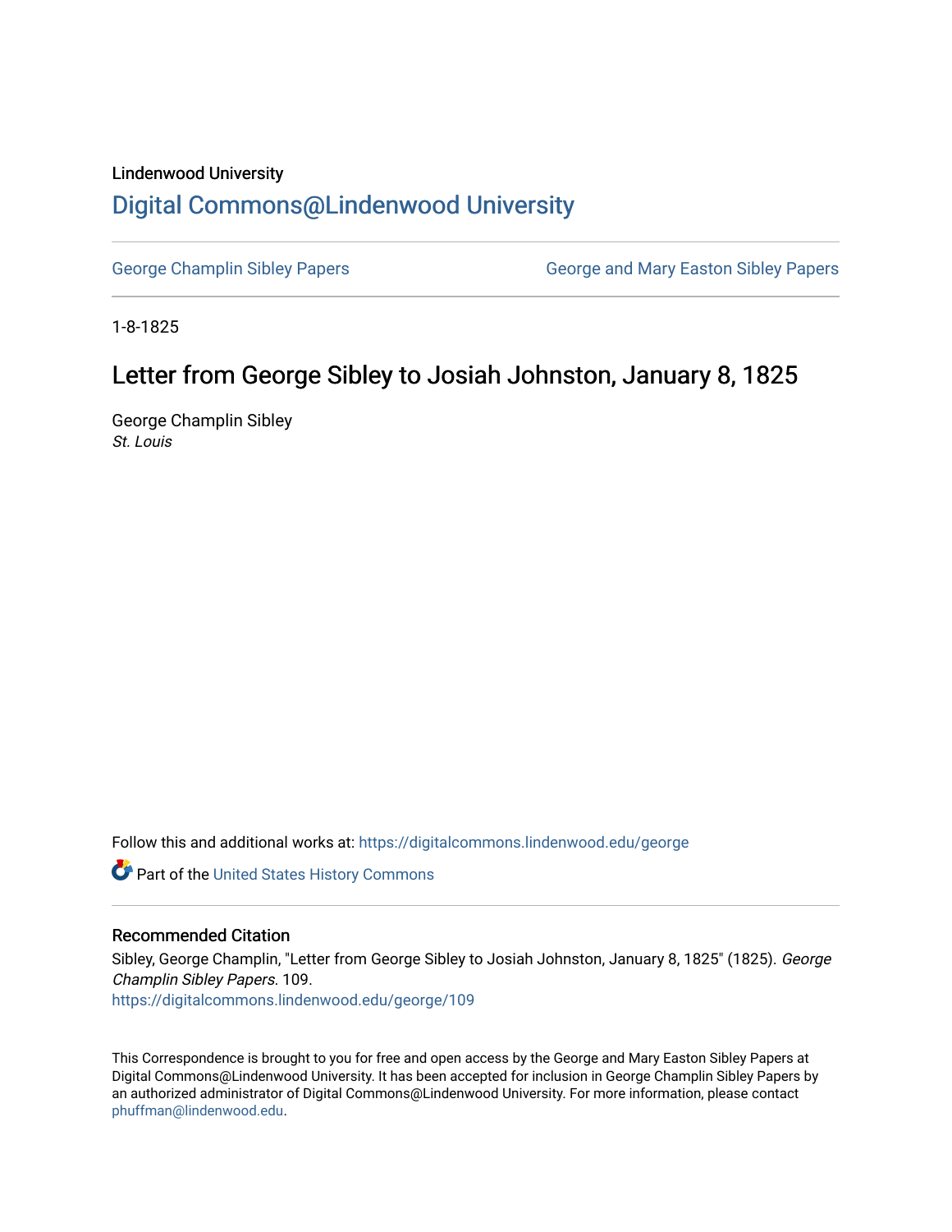Lindenwood University

# Digital Commons@Lindenwood University

George Champlin Sibley Papers

George and Mary Easton Sibley Papers

1-8-1825

## Letter from George Sibley to Josiah Johnston, January 8, 1825

George Champlin Sibley

*St. Louis*

Follow this and additional works at: https://digitalcommons.lindenwood.edu/george

Part of the United States History Commons

### Recommended Citation

Sibley, George Champlin, "Letter from George Sibley to Josiah Johnston, January 8, 1825" (1825). *George Champlin Sibley Papers*. 109.
https://digitalcommons.lindenwood.edu/george/109

This Correspondence is brought to you for free and open access by the George and Mary Easton Sibley Papers at Digital Commons@Lindenwood University. It has been accepted for inclusion in George Champlin Sibley Papers by an authorized administrator of Digital Commons@Lindenwood University. For more information, please contact phuffman@lindenwood.edu.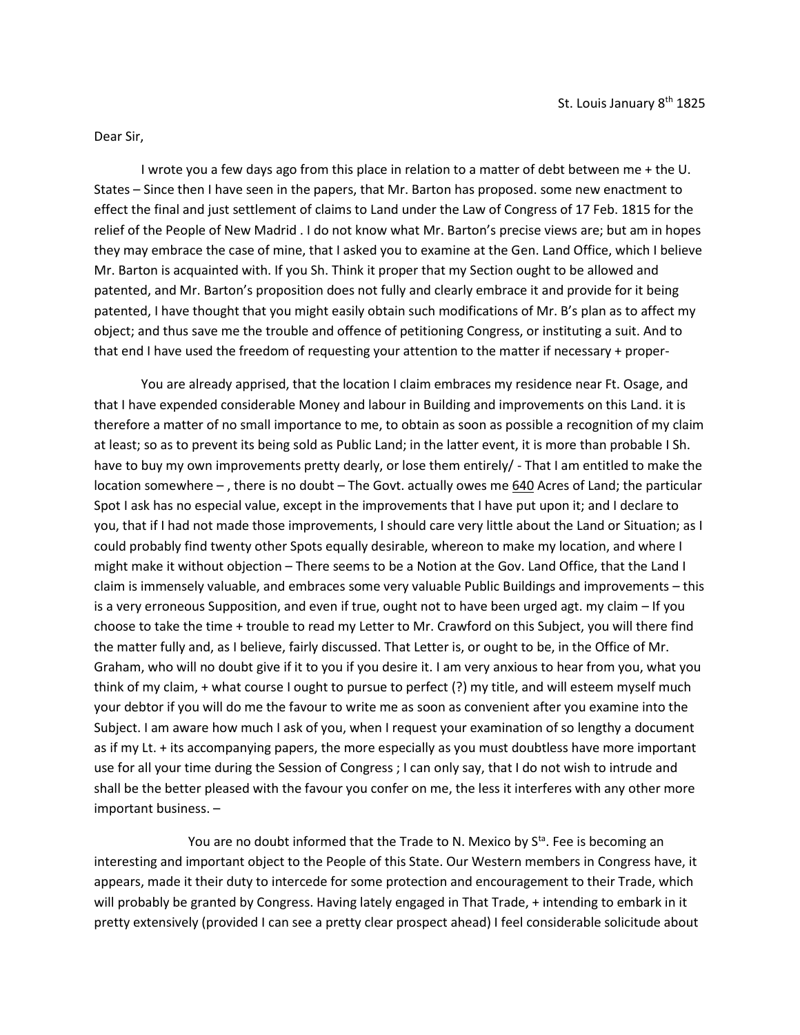St. Louis January 8th 1825

Dear Sir,

I wrote you a few days ago from this place in relation to a matter of debt between me + the U. States – Since then I have seen in the papers, that Mr. Barton has proposed. some new enactment to effect the final and just settlement of claims to Land under the Law of Congress of 17 Feb. 1815 for the relief of the People of New Madrid . I do not know what Mr. Barton's precise views are; but am in hopes they may embrace the case of mine, that I asked you to examine at the Gen. Land Office, which I believe Mr. Barton is acquainted with. If you Sh. Think it proper that my Section ought to be allowed and patented, and Mr. Barton's proposition does not fully and clearly embrace it and provide for it being patented, I have thought that you might easily obtain such modifications of Mr. B's plan as to affect my object; and thus save me the trouble and offence of petitioning Congress, or instituting a suit. And to that end I have used the freedom of requesting your attention to the matter if necessary + proper-

You are already apprised, that the location I claim embraces my residence near Ft. Osage, and that I have expended considerable Money and labour in Building and improvements on this Land. it is therefore a matter of no small importance to me, to obtain as soon as possible a recognition of my claim at least; so as to prevent its being sold as Public Land; in the latter event, it is more than probable I Sh. have to buy my own improvements pretty dearly, or lose them entirely/ - That I am entitled to make the location somewhere – , there is no doubt – The Govt. actually owes me 640 Acres of Land; the particular Spot I ask has no especial value, except in the improvements that I have put upon it; and I declare to you, that if I had not made those improvements, I should care very little about the Land or Situation; as I could probably find twenty other Spots equally desirable, whereon to make my location, and where I might make it without objection – There seems to be a Notion at the Gov. Land Office, that the Land I claim is immensely valuable, and embraces some very valuable Public Buildings and improvements – this is a very erroneous Supposition, and even if true, ought not to have been urged agt. my claim – If you choose to take the time + trouble to read my Letter to Mr. Crawford on this Subject, you will there find the matter fully and, as I believe, fairly discussed. That Letter is, or ought to be, in the Office of Mr. Graham, who will no doubt give if it to you if you desire it. I am very anxious to hear from you, what you think of my claim, + what course I ought to pursue to perfect (?) my title, and will esteem myself much your debtor if you will do me the favour to write me as soon as convenient after you examine into the Subject. I am aware how much I ask of you, when I request your examination of so lengthy a document as if my Lt. + its accompanying papers, the more especially as you must doubtless have more important use for all your time during the Session of Congress ; I can only say, that I do not wish to intrude and shall be the better pleased with the favour you confer on me, the less it interferes with any other more important business. –

You are no doubt informed that the Trade to N. Mexico by Sta. Fee is becoming an interesting and important object to the People of this State. Our Western members in Congress have, it appears, made it their duty to intercede for some protection and encouragement to their Trade, which will probably be granted by Congress. Having lately engaged in That Trade, + intending to embark in it pretty extensively (provided I can see a pretty clear prospect ahead) I feel considerable solicitude about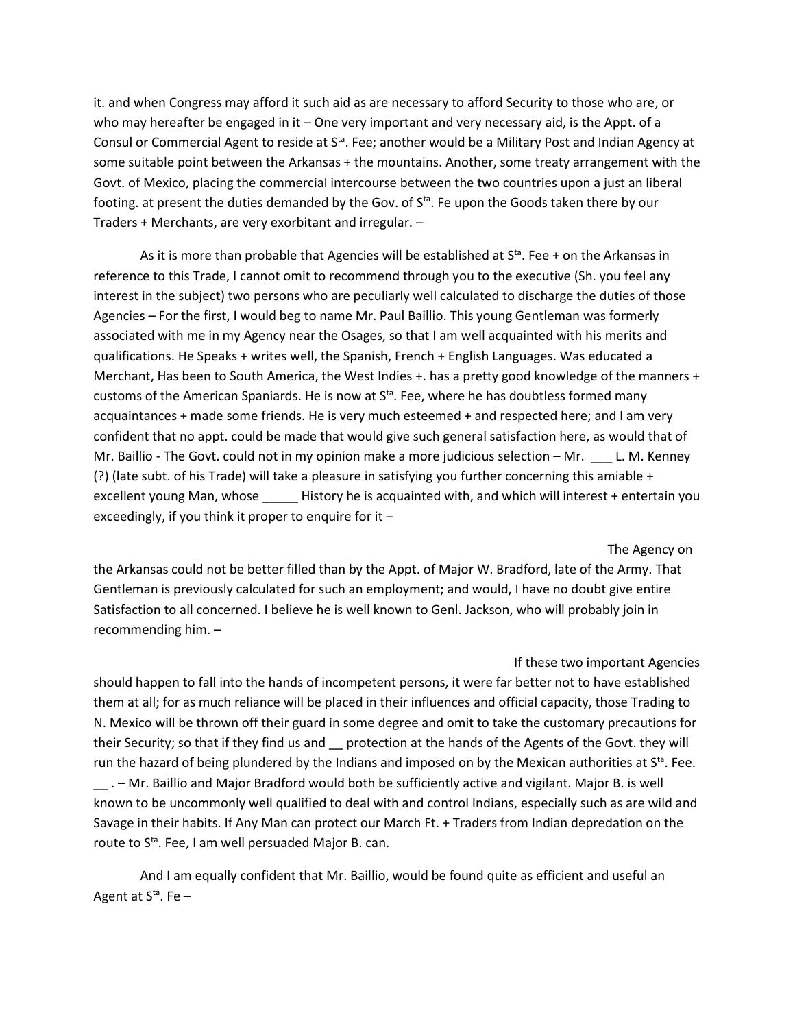it. and when Congress may afford it such aid as are necessary to afford Security to those who are, or who may hereafter be engaged in it – One very important and very necessary aid, is the Appt. of a Consul or Commercial Agent to reside at S$^{ta}$. Fee; another would be a Military Post and Indian Agency at some suitable point between the Arkansas + the mountains. Another, some treaty arrangement with the Govt. of Mexico, placing the commercial intercourse between the two countries upon a just an liberal footing. at present the duties demanded by the Gov. of S$^{ta}$. Fe upon the Goods taken there by our Traders + Merchants, are very exorbitant and irregular. –

As it is more than probable that Agencies will be established at S$^{ta}$. Fee + on the Arkansas in reference to this Trade, I cannot omit to recommend through you to the executive (Sh. you feel any interest in the subject) two persons who are peculiarly well calculated to discharge the duties of those Agencies – For the first, I would beg to name Mr. Paul Baillio. This young Gentleman was formerly associated with me in my Agency near the Osages, so that I am well acquainted with his merits and qualifications. He Speaks + writes well, the Spanish, French + English Languages. Was educated a Merchant, Has been to South America, the West Indies +. has a pretty good knowledge of the manners + customs of the American Spaniards. He is now at S$^{ta}$. Fee, where he has doubtless formed many acquaintances + made some friends. He is very much esteemed + and respected here; and I am very confident that no appt. could be made that would give such general satisfaction here, as would that of Mr. Baillio - The Govt. could not in my opinion make a more judicious selection – Mr. ___ L. M. Kenney (?) (late subt. of his Trade) will take a pleasure in satisfying you further concerning this amiable + excellent young Man, whose _____ History he is acquainted with, and which will interest + entertain you exceedingly, if you think it proper to enquire for it –

The Agency on the Arkansas could not be better filled than by the Appt. of Major W. Bradford, late of the Army. That Gentleman is previously calculated for such an employment; and would, I have no doubt give entire Satisfaction to all concerned. I believe he is well known to Genl. Jackson, who will probably join in recommending him. –

If these two important Agencies should happen to fall into the hands of incompetent persons, it were far better not to have established them at all; for as much reliance will be placed in their influences and official capacity, those Trading to N. Mexico will be thrown off their guard in some degree and omit to take the customary precautions for their Security; so that if they find us and __ protection at the hands of the Agents of the Govt. they will run the hazard of being plundered by the Indians and imposed on by the Mexican authorities at S$^{ta}$. Fee. __ . – Mr. Baillio and Major Bradford would both be sufficiently active and vigilant. Major B. is well known to be uncommonly well qualified to deal with and control Indians, especially such as are wild and Savage in their habits. If Any Man can protect our March Ft. + Traders from Indian depredation on the route to S$^{ta}$. Fee, I am well persuaded Major B. can.

And I am equally confident that Mr. Baillio, would be found quite as efficient and useful an Agent at S$^{ta}$. Fe –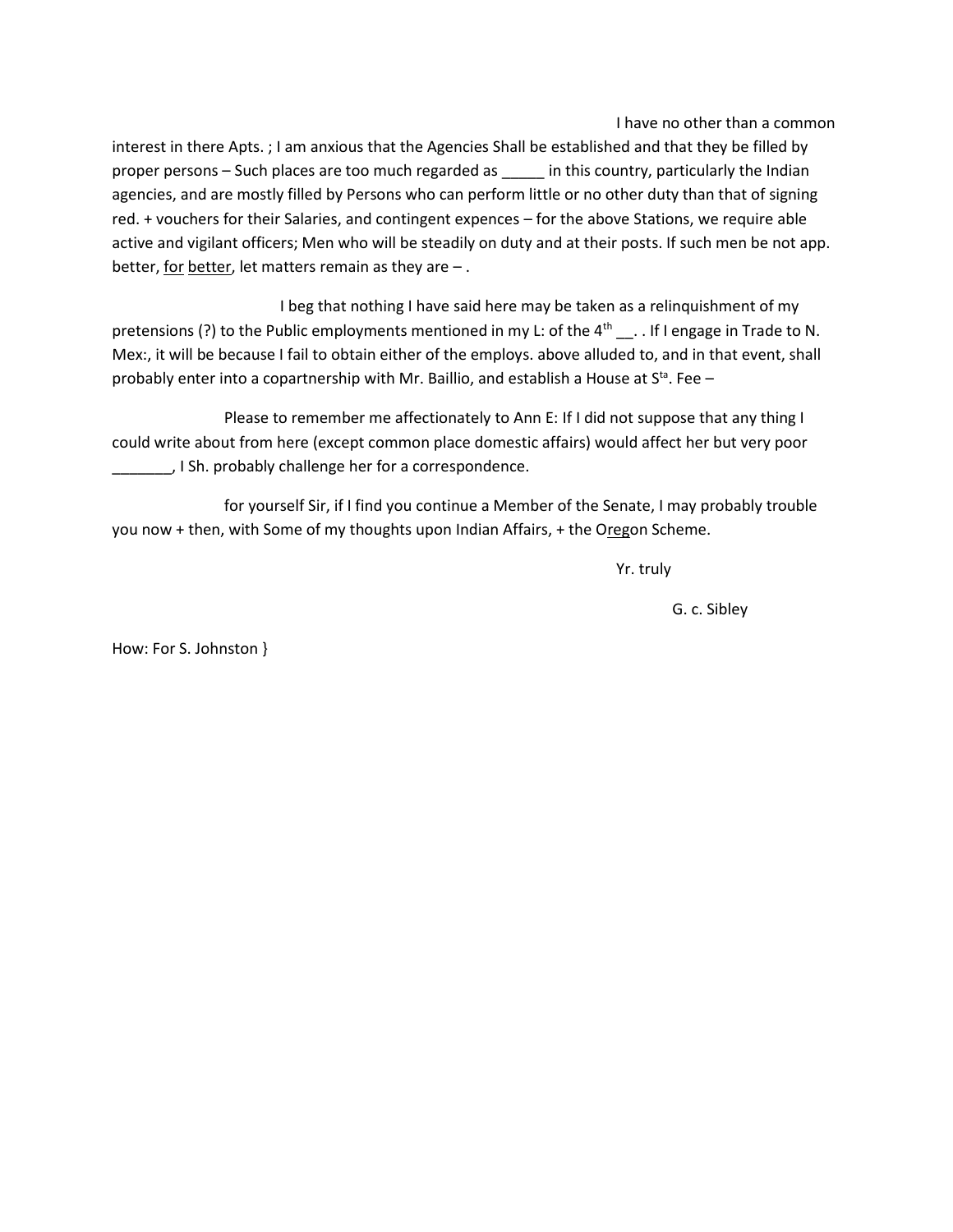I have no other than a common interest in there Apts. ; I am anxious that the Agencies Shall be established and that they be filled by proper persons – Such places are too much regarded as _____ in this country, particularly the Indian agencies, and are mostly filled by Persons who can perform little or no other duty than that of signing red. + vouchers for their Salaries, and contingent expences – for the above Stations, we require able active and vigilant officers; Men who will be steadily on duty and at their posts. If such men be not app. better, <u>for</u> <u>better</u>, let matters remain as they are – .

I beg that nothing I have said here may be taken as a relinquishment of my pretensions (?) to the Public employments mentioned in my L: of the 4th __. . If I engage in Trade to N. Mex:, it will be because I fail to obtain either of the employs. above alluded to, and in that event, shall probably enter into a copartnership with Mr. Baillio, and establish a House at Sta. Fee –

Please to remember me affectionately to Ann E: If I did not suppose that any thing I could write about from here (except common place domestic affairs) would affect her but very poor _______, I Sh. probably challenge her for a correspondence.

for yourself Sir, if I find you continue a Member of the Senate, I may probably trouble you now + then, with Some of my thoughts upon Indian Affairs, + the O<u>reg</u>on Scheme.

Yr. truly

G. c. Sibley

How: For S. Johnston }